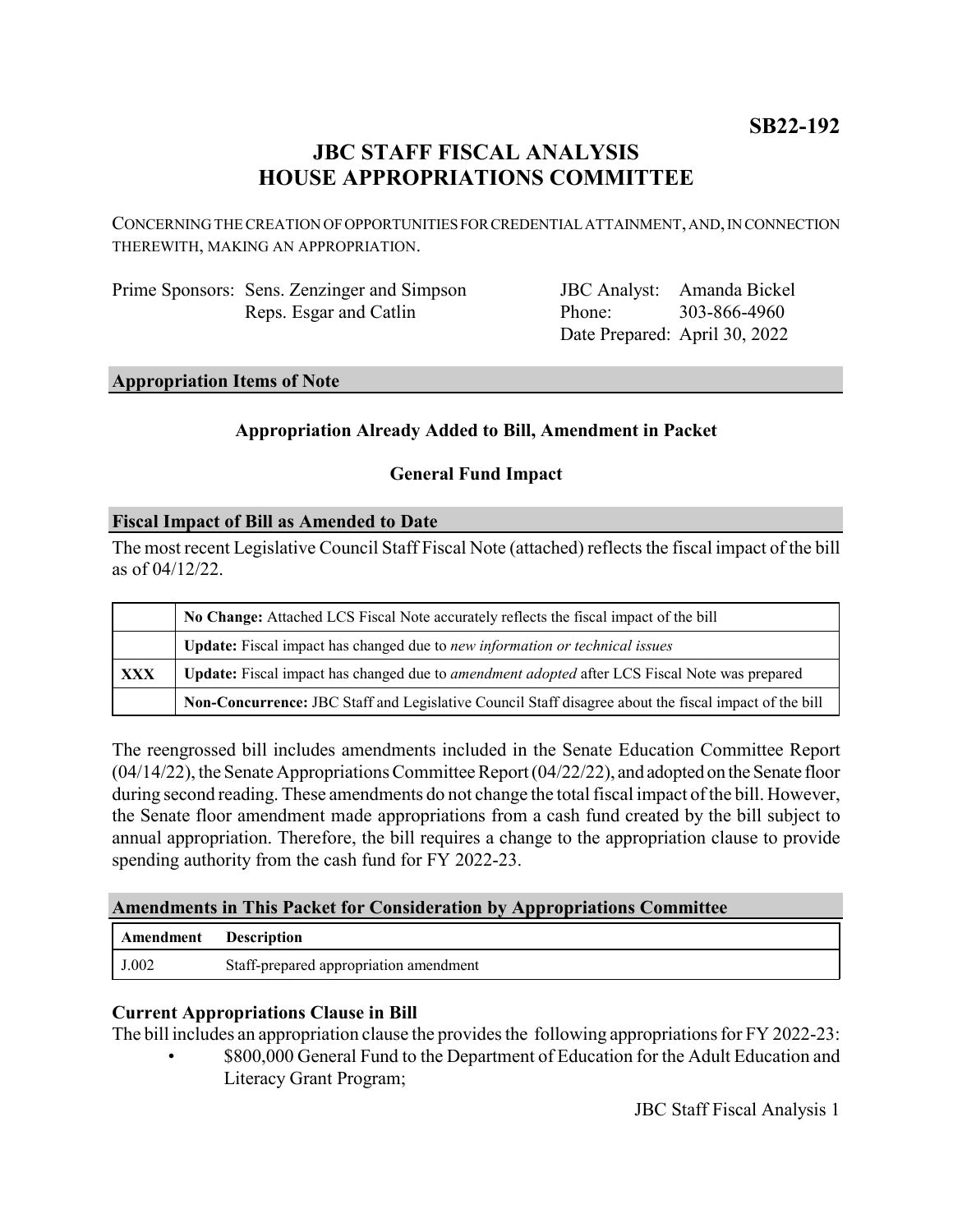**SB22-192**

# JBC STAFF FISCAL ANALYSIS
# HOUSE APPROPRIATIONS COMMITTEE

CONCERNING THE CREATION OF OPPORTUNITIES FOR CREDENTIAL ATTAINMENT, AND, IN CONNECTION THEREWITH, MAKING AN APPROPRIATION.

| | | | |
|---|---|---|---|
| Prime Sponsors: | Sens. Zenzinger and Simpson<br>Reps. Esgar and Catlin | JBC Analyst:<br>Phone:<br>Date Prepared: | Amanda Bickel<br>303-866-4960<br>April 30, 2022 |

## Appropriation Items of Note

**Appropriation Already Added to Bill, Amendment in Packet**

**General Fund Impact**

## Fiscal Impact of Bill as Amended to Date

The most recent Legislative Council Staff Fiscal Note (attached) reflects the fiscal impact of the bill as of 04/12/22.

| | |
|---|---|
| | **No Change:** Attached LCS Fiscal Note accurately reflects the fiscal impact of the bill |
| | **Update:** Fiscal impact has changed due to *new information or technical issues* |
| **XXX** | **Update:** Fiscal impact has changed due to *amendment adopted* after LCS Fiscal Note was prepared |
| | **Non-Concurrence:** JBC Staff and Legislative Council Staff disagree about the fiscal impact of the bill |

The reengrossed bill includes amendments included in the Senate Education Committee Report (04/14/22), the Senate Appropriations Committee Report (04/22/22), and adopted on the Senate floor during second reading. These amendments do not change the total fiscal impact of the bill. However, the Senate floor amendment made appropriations from a cash fund created by the bill subject to annual appropriation. Therefore, the bill requires a change to the appropriation clause to provide spending authority from the cash fund for FY 2022-23.

## Amendments in This Packet for Consideration by Appropriations Committee

| Amendment | Description |
|---|---|
| J.002 | Staff-prepared appropriation amendment |

### Current Appropriations Clause in Bill

The bill includes an appropriation clause the provides the following appropriations for FY 2022-23:

- $800,000 General Fund to the Department of Education for the Adult Education and Literacy Grant Program;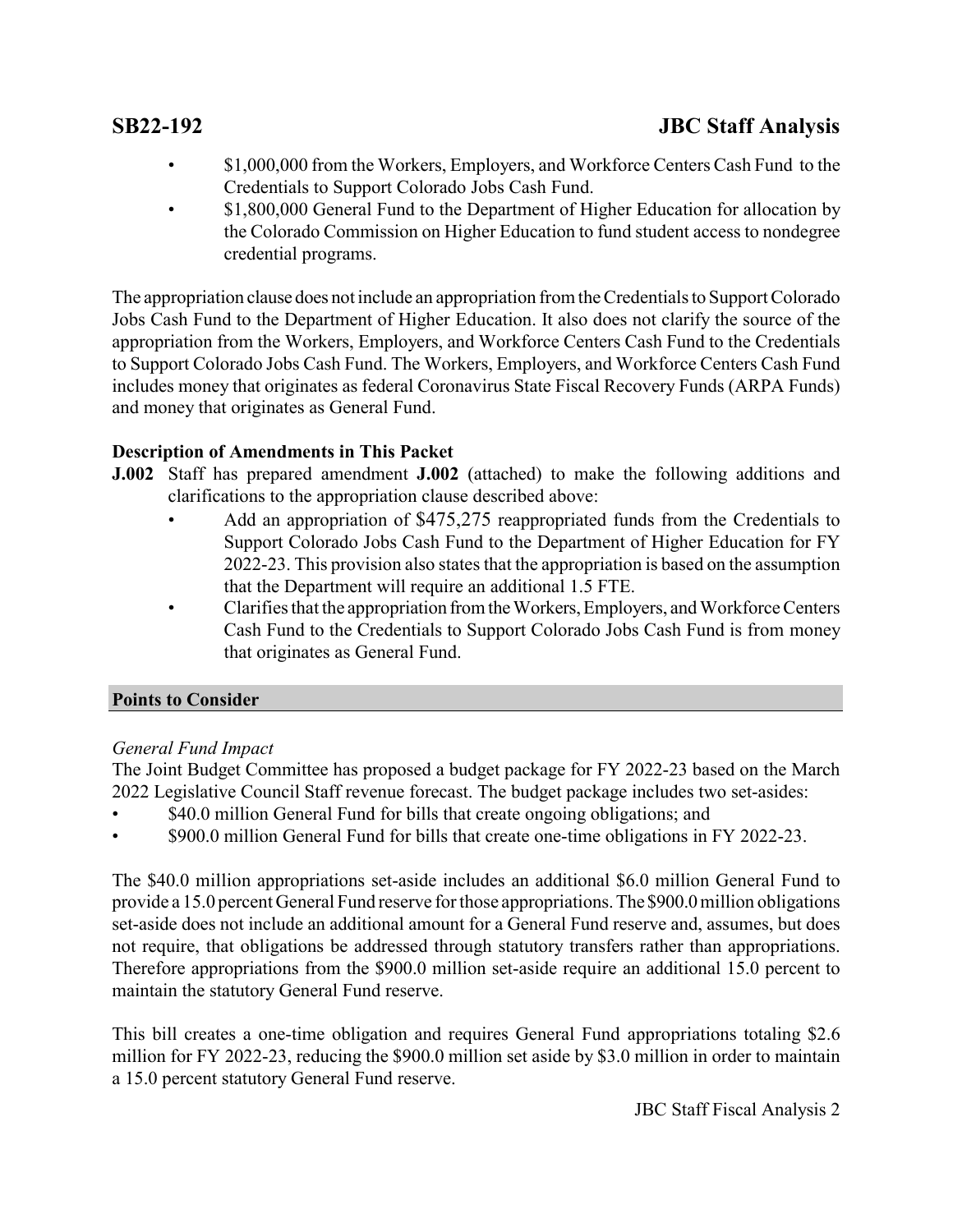- $1,000,000 from the Workers, Employers, and Workforce Centers Cash Fund to the Credentials to Support Colorado Jobs Cash Fund.
- $1,800,000 General Fund to the Department of Higher Education for allocation by the Colorado Commission on Higher Education to fund student access to nondegree credential programs.

The appropriation clause does not include an appropriation from the Credentials to Support Colorado Jobs Cash Fund to the Department of Higher Education. It also does not clarify the source of the appropriation from the Workers, Employers, and Workforce Centers Cash Fund to the Credentials to Support Colorado Jobs Cash Fund. The Workers, Employers, and Workforce Centers Cash Fund includes money that originates as federal Coronavirus State Fiscal Recovery Funds (ARPA Funds) and money that originates as General Fund.

**Description of Amendments in This Packet**

**J.002** Staff has prepared amendment **J.002** (attached) to make the following additions and clarifications to the appropriation clause described above:

- Add an appropriation of $475,275 reappropriated funds from the Credentials to Support Colorado Jobs Cash Fund to the Department of Higher Education for FY 2022-23. This provision also states that the appropriation is based on the assumption that the Department will require an additional 1.5 FTE.
- Clarifies that the appropriation from the Workers, Employers, and Workforce Centers Cash Fund to the Credentials to Support Colorado Jobs Cash Fund is from money that originates as General Fund.

## Points to Consider

*General Fund Impact*

The Joint Budget Committee has proposed a budget package for FY 2022-23 based on the March 2022 Legislative Council Staff revenue forecast. The budget package includes two set-asides:

- $40.0 million General Fund for bills that create ongoing obligations; and
- $900.0 million General Fund for bills that create one-time obligations in FY 2022-23.

The $40.0 million appropriations set-aside includes an additional $6.0 million General Fund to provide a 15.0 percent General Fund reserve for those appropriations. The $900.0 million obligations set-aside does not include an additional amount for a General Fund reserve and, assumes, but does not require, that obligations be addressed through statutory transfers rather than appropriations. Therefore appropriations from the $900.0 million set-aside require an additional 15.0 percent to maintain the statutory General Fund reserve.

This bill creates a one-time obligation and requires General Fund appropriations totaling $2.6 million for FY 2022-23, reducing the $900.0 million set aside by $3.0 million in order to maintain a 15.0 percent statutory General Fund reserve.